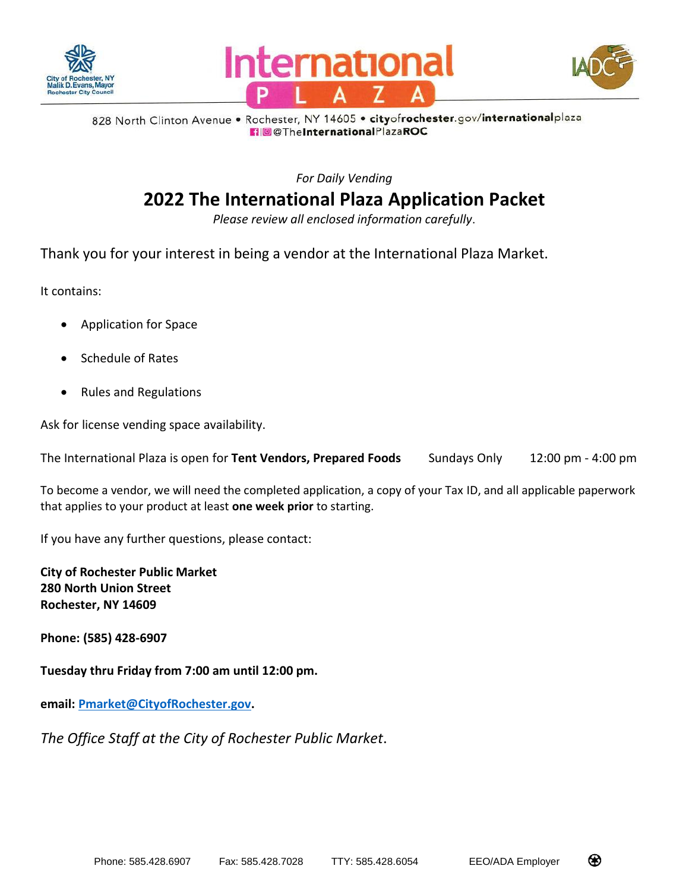City of Rochester, NY
Malik D. Evans, Mayor
Rochester City Council

# International PLAZA

828 North Clinton Avenue • Rochester, NY 14605 • cityofrochester.gov/internationalplaza
@TheInternationalPlazaROC

*For Daily Vending*

## 2022 The International Plaza Application Packet

*Please review all enclosed information carefully.*

Thank you for your interest in being a vendor at the International Plaza Market.

It contains:

- Application for Space
- Schedule of Rates
- Rules and Regulations

Ask for license vending space availability.

The International Plaza is open for **Tent Vendors, Prepared Foods** Sundays Only 12:00 pm - 4:00 pm

To become a vendor, we will need the completed application, a copy of your Tax ID, and all applicable paperwork that applies to your product at least **one week prior** to starting.

If you have any further questions, please contact:

**City of Rochester Public Market**
**280 North Union Street**
**Rochester, NY 14609**

**Phone: (585) 428-6907**

**Tuesday thru Friday from 7:00 am until 12:00 pm.**

**email: Pmarket@CityofRochester.gov.**

*The Office Staff at the City of Rochester Public Market*.

Phone: 585.428.6907 Fax: 585.428.7028 TTY: 585.428.6054 EEO/ADA Employer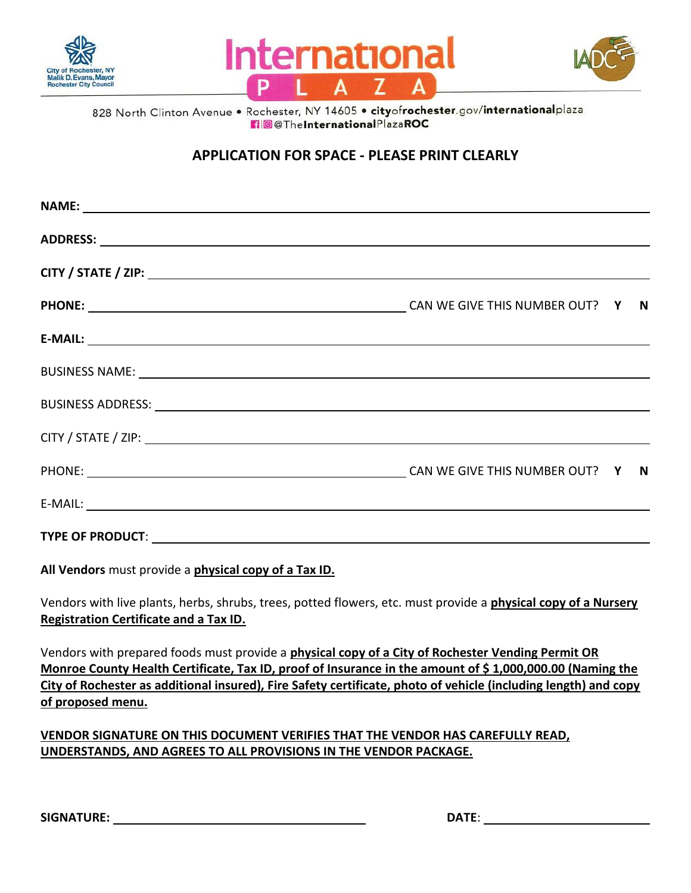City of Rochester, NY
Malik D. Evans, Mayor
Rochester City Council

# International PLAZA

IADC

828 North Clinton Avenue • Rochester, NY 14605 • cityofrochester.gov/internationalplaza
@TheInternationalPlazaROC

## APPLICATION FOR SPACE - PLEASE PRINT CLEARLY

**NAME:** ______________________________________________

**ADDRESS:** ______________________________________________

**CITY / STATE / ZIP:** ______________________________________________

**PHONE:** ______________________________ CAN WE GIVE THIS NUMBER OUT? **Y N**

**E-MAIL:** ______________________________________________

BUSINESS NAME: ______________________________________________

BUSINESS ADDRESS: ______________________________________________

CITY / STATE / ZIP: ______________________________________________

PHONE: ______________________________ CAN WE GIVE THIS NUMBER OUT? **Y N**

E-MAIL: ______________________________________________

**TYPE OF PRODUCT**: ______________________________________________

**All Vendors** must provide a **physical copy of a Tax ID.**

Vendors with live plants, herbs, shrubs, trees, potted flowers, etc. must provide a **physical copy of a Nursery Registration Certificate and a Tax ID.**

Vendors with prepared foods must provide a **physical copy of a City of Rochester Vending Permit OR Monroe County Health Certificate, Tax ID, proof of Insurance in the amount of $ 1,000,000.00 (Naming the City of Rochester as additional insured), Fire Safety certificate, photo of vehicle (including length) and copy of proposed menu.**

**VENDOR SIGNATURE ON THIS DOCUMENT VERIFIES THAT THE VENDOR HAS CAREFULLY READ, UNDERSTANDS, AND AGREES TO ALL PROVISIONS IN THE VENDOR PACKAGE.**

**SIGNATURE:** ______________________________ **DATE**: ______________________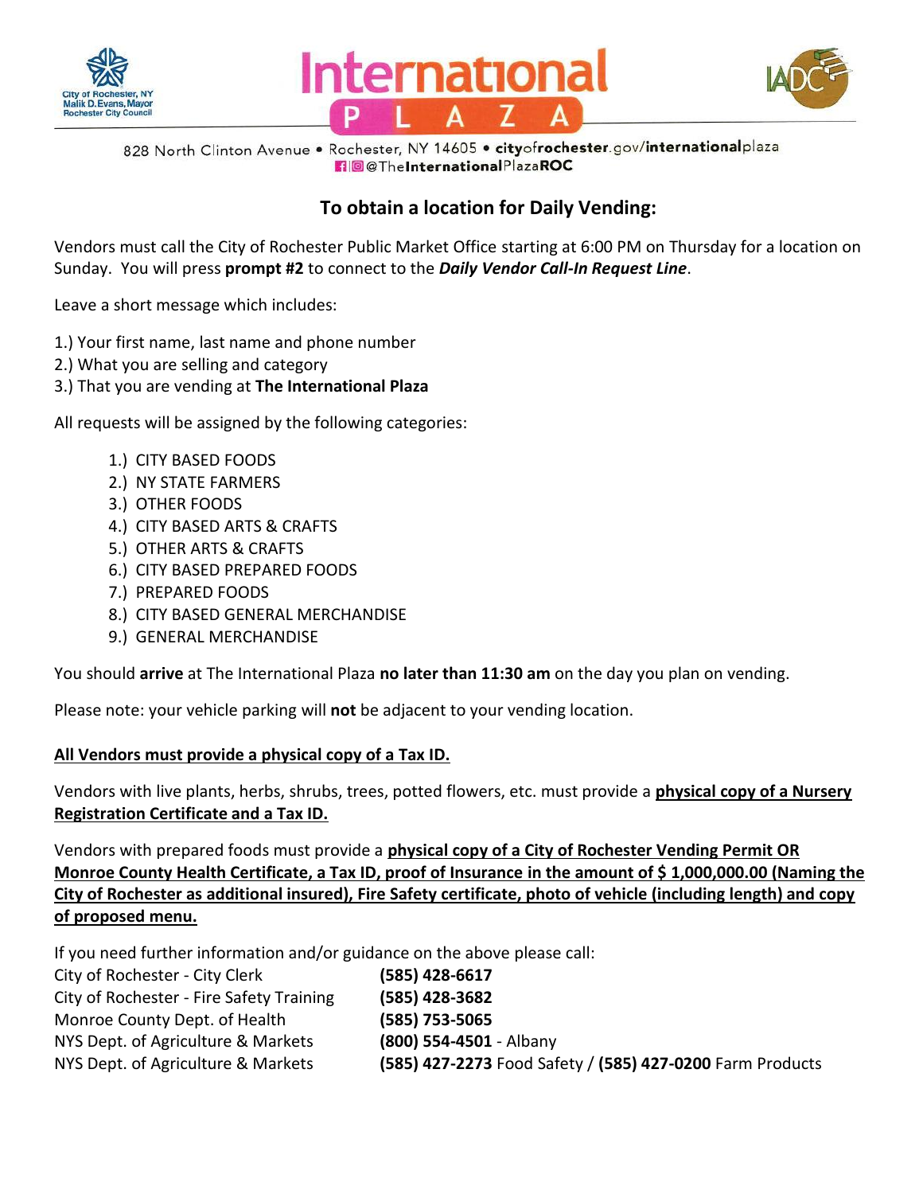# International PLAZA

828 North Clinton Avenue • Rochester, NY 14605 • cityofrochester.gov/internationalplaza
@TheInternationalPlazaROC

## To obtain a location for Daily Vending:

Vendors must call the City of Rochester Public Market Office starting at 6:00 PM on Thursday for a location on Sunday. You will press **prompt #2** to connect to the ***Daily Vendor Call-In Request Line***.

Leave a short message which includes:

1.) Your first name, last name and phone number
2.) What you are selling and category
3.) That you are vending at **The International Plaza**

All requests will be assigned by the following categories:

1.) CITY BASED FOODS
2.) NY STATE FARMERS
3.) OTHER FOODS
4.) CITY BASED ARTS & CRAFTS
5.) OTHER ARTS & CRAFTS
6.) CITY BASED PREPARED FOODS
7.) PREPARED FOODS
8.) CITY BASED GENERAL MERCHANDISE
9.) GENERAL MERCHANDISE

You should **arrive** at The International Plaza **no later than 11:30 am** on the day you plan on vending.

Please note: your vehicle parking will **not** be adjacent to your vending location.

**All Vendors must provide a physical copy of a Tax ID.**

Vendors with live plants, herbs, shrubs, trees, potted flowers, etc. must provide a **physical copy of a Nursery Registration Certificate and a Tax ID.**

Vendors with prepared foods must provide a **physical copy of a City of Rochester Vending Permit OR Monroe County Health Certificate, a Tax ID, proof of Insurance in the amount of $ 1,000,000.00 (Naming the City of Rochester as additional insured), Fire Safety certificate, photo of vehicle (including length) and copy of proposed menu.**

If you need further information and/or guidance on the above please call:

| | |
|---|---|
| City of Rochester - City Clerk | **(585) 428-6617** |
| City of Rochester - Fire Safety Training | **(585) 428-3682** |
| Monroe County Dept. of Health | **(585) 753-5065** |
| NYS Dept. of Agriculture & Markets | **(800) 554-4501** - Albany |
| NYS Dept. of Agriculture & Markets | **(585) 427-2273** Food Safety / **(585) 427-0200** Farm Products |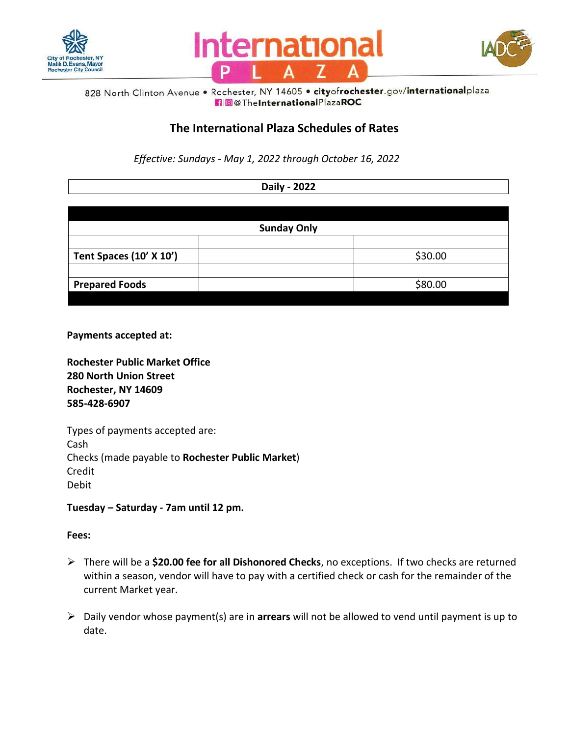828 North Clinton Avenue • Rochester, NY 14605 • cityofrochester.gov/internationalplaza
@TheInternationalPlazaROC

## The International Plaza Schedules of Rates

*Effective: Sundays - May 1, 2022 through October 16, 2022*

| Daily - 2022 | | |
|---|---|---|
| | | |
| **Sunday Only** | | |
| | | |
| **Tent Spaces (10' X 10')** | | $30.00 |
| | | |
| **Prepared Foods** | | $80.00 |

**Payments accepted at:**

**Rochester Public Market Office**
**280 North Union Street**
**Rochester, NY 14609**
**585-428-6907**

Types of payments accepted are:
Cash
Checks (made payable to **Rochester Public Market**)
Credit
Debit

**Tuesday – Saturday - 7am until 12 pm.**

**Fees:**

- There will be a **$20.00 fee for all Dishonored Checks**, no exceptions. If two checks are returned within a season, vendor will have to pay with a certified check or cash for the remainder of the current Market year.
- Daily vendor whose payment(s) are in **arrears** will not be allowed to vend until payment is up to date.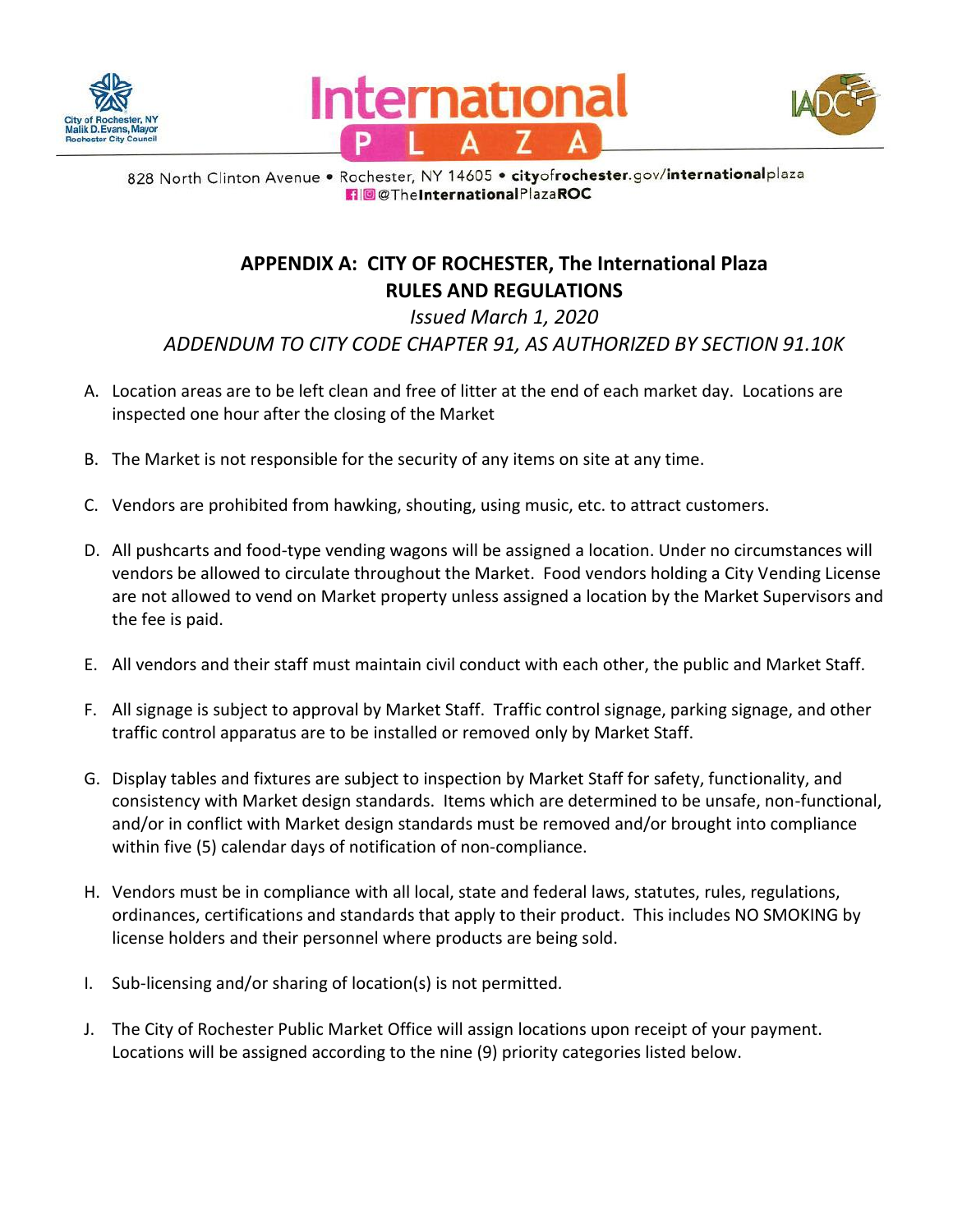828 North Clinton Avenue • Rochester, NY 14605 • cityofrochester.gov/internationalplaza
@TheInternationalPlazaROC

## APPENDIX A: CITY OF ROCHESTER, The International Plaza RULES AND REGULATIONS

*Issued March 1, 2020*

*ADDENDUM TO CITY CODE CHAPTER 91, AS AUTHORIZED BY SECTION 91.10K*

A. Location areas are to be left clean and free of litter at the end of each market day. Locations are inspected one hour after the closing of the Market

B. The Market is not responsible for the security of any items on site at any time.

C. Vendors are prohibited from hawking, shouting, using music, etc. to attract customers.

D. All pushcarts and food-type vending wagons will be assigned a location. Under no circumstances will vendors be allowed to circulate throughout the Market. Food vendors holding a City Vending License are not allowed to vend on Market property unless assigned a location by the Market Supervisors and the fee is paid.

E. All vendors and their staff must maintain civil conduct with each other, the public and Market Staff.

F. All signage is subject to approval by Market Staff. Traffic control signage, parking signage, and other traffic control apparatus are to be installed or removed only by Market Staff.

G. Display tables and fixtures are subject to inspection by Market Staff for safety, functionality, and consistency with Market design standards. Items which are determined to be unsafe, non-functional, and/or in conflict with Market design standards must be removed and/or brought into compliance within five (5) calendar days of notification of non-compliance.

H. Vendors must be in compliance with all local, state and federal laws, statutes, rules, regulations, ordinances, certifications and standards that apply to their product. This includes NO SMOKING by license holders and their personnel where products are being sold.

I. Sub-licensing and/or sharing of location(s) is not permitted.

J. The City of Rochester Public Market Office will assign locations upon receipt of your payment. Locations will be assigned according to the nine (9) priority categories listed below.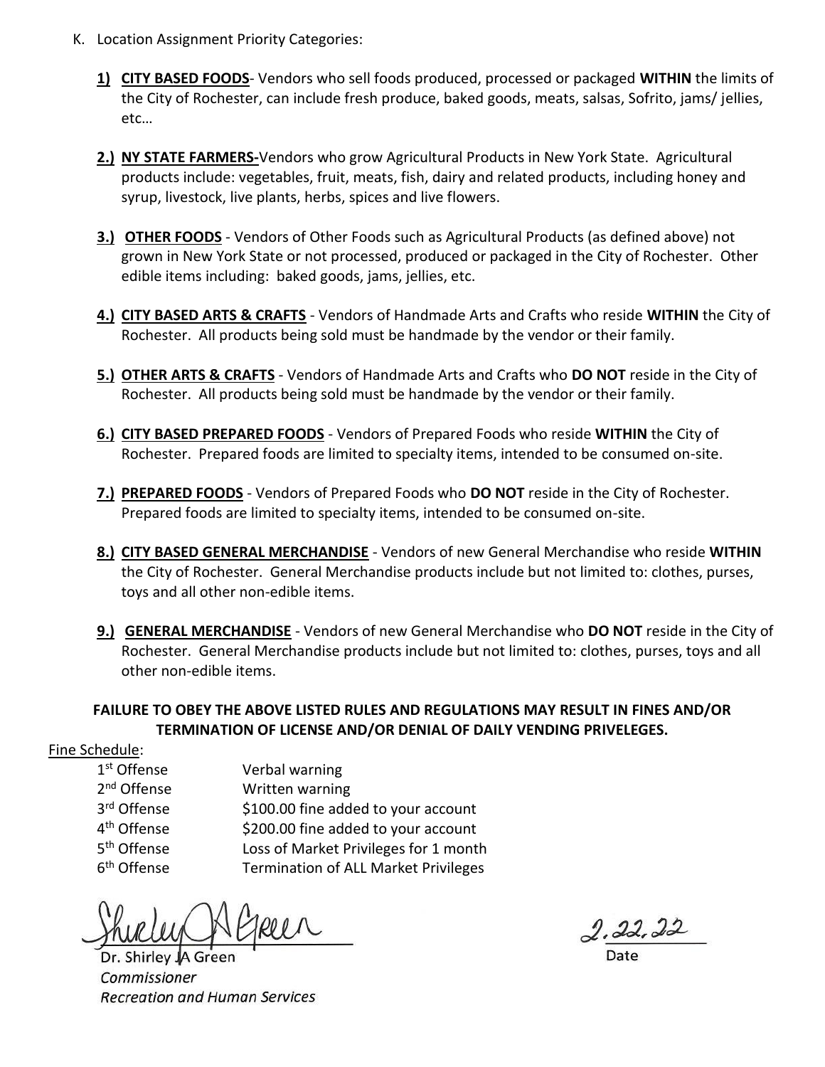K. Location Assignment Priority Categories:

1) **CITY BASED FOODS**- Vendors who sell foods produced, processed or packaged **WITHIN** the limits of the City of Rochester, can include fresh produce, baked goods, meats, salsas, Sofrito, jams/ jellies, etc…

2.) **NY STATE FARMERS-**Vendors who grow Agricultural Products in New York State. Agricultural products include: vegetables, fruit, meats, fish, dairy and related products, including honey and syrup, livestock, live plants, herbs, spices and live flowers.

3.) **OTHER FOODS** - Vendors of Other Foods such as Agricultural Products (as defined above) not grown in New York State or not processed, produced or packaged in the City of Rochester. Other edible items including: baked goods, jams, jellies, etc.

4.) **CITY BASED ARTS & CRAFTS** - Vendors of Handmade Arts and Crafts who reside **WITHIN** the City of Rochester. All products being sold must be handmade by the vendor or their family.

5.) **OTHER ARTS & CRAFTS** - Vendors of Handmade Arts and Crafts who **DO NOT** reside in the City of Rochester. All products being sold must be handmade by the vendor or their family.

6.) **CITY BASED PREPARED FOODS** - Vendors of Prepared Foods who reside **WITHIN** the City of Rochester. Prepared foods are limited to specialty items, intended to be consumed on-site.

7.) **PREPARED FOODS** - Vendors of Prepared Foods who **DO NOT** reside in the City of Rochester. Prepared foods are limited to specialty items, intended to be consumed on-site.

8.) **CITY BASED GENERAL MERCHANDISE** - Vendors of new General Merchandise who reside **WITHIN** the City of Rochester. General Merchandise products include but not limited to: clothes, purses, toys and all other non-edible items.

9.) **GENERAL MERCHANDISE** - Vendors of new General Merchandise who **DO NOT** reside in the City of Rochester. General Merchandise products include but not limited to: clothes, purses, toys and all other non-edible items.

**FAILURE TO OBEY THE ABOVE LISTED RULES AND REGULATIONS MAY RESULT IN FINES AND/OR TERMINATION OF LICENSE AND/OR DENIAL OF DAILY VENDING PRIVELEGES.**

Fine Schedule:

| | |
|---|---|
| 1st Offense | Verbal warning |
| 2nd Offense | Written warning |
| 3rd Offense | $100.00 fine added to your account |
| 4th Offense | $200.00 fine added to your account |
| 5th Offense | Loss of Market Privileges for 1 month |
| 6th Offense | Termination of ALL Market Privileges |

Shirley A Green

Dr. Shirley A Green
*Commissioner*
*Recreation and Human Services*

2.22.22
Date